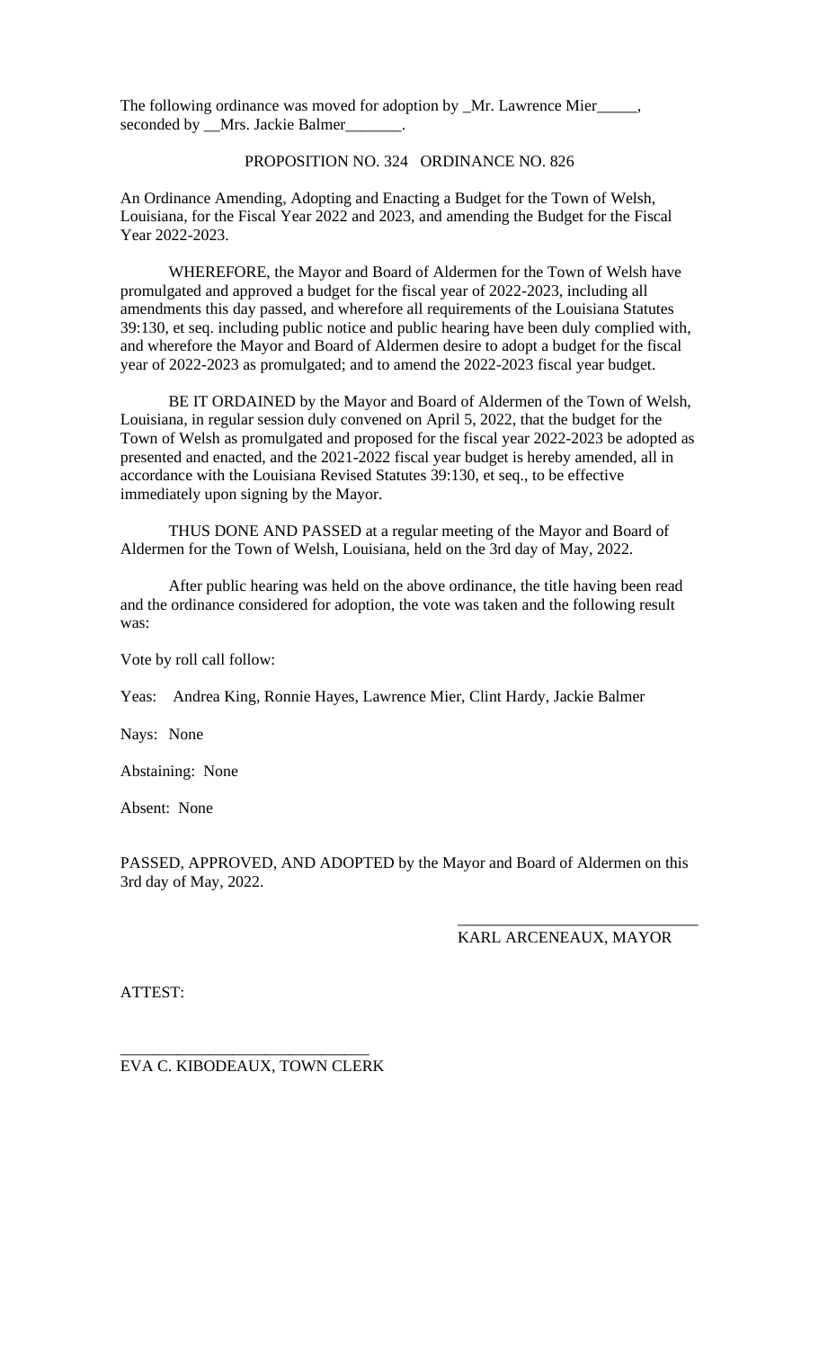The following ordinance was moved for adoption by _Mr. Lawrence Mier_____, seconded by __Mrs. Jackie Balmer_______.

PROPOSITION NO. 324 ORDINANCE NO. 826

An Ordinance Amending, Adopting and Enacting a Budget for the Town of Welsh, Louisiana, for the Fiscal Year 2022 and 2023, and amending the Budget for the Fiscal Year 2022-2023.

WHEREFORE, the Mayor and Board of Aldermen for the Town of Welsh have promulgated and approved a budget for the fiscal year of 2022-2023, including all amendments this day passed, and wherefore all requirements of the Louisiana Statutes 39:130, et seq. including public notice and public hearing have been duly complied with, and wherefore the Mayor and Board of Aldermen desire to adopt a budget for the fiscal year of 2022-2023 as promulgated; and to amend the 2022-2023 fiscal year budget.

BE IT ORDAINED by the Mayor and Board of Aldermen of the Town of Welsh, Louisiana, in regular session duly convened on April 5, 2022, that the budget for the Town of Welsh as promulgated and proposed for the fiscal year 2022-2023 be adopted as presented and enacted, and the 2021-2022 fiscal year budget is hereby amended, all in accordance with the Louisiana Revised Statutes 39:130, et seq., to be effective immediately upon signing by the Mayor.

THUS DONE AND PASSED at a regular meeting of the Mayor and Board of Aldermen for the Town of Welsh, Louisiana, held on the 3rd day of May, 2022.

After public hearing was held on the above ordinance, the title having been read and the ordinance considered for adoption, the vote was taken and the following result was:

Vote by roll call follow:

Yeas: Andrea King, Ronnie Hayes, Lawrence Mier, Clint Hardy, Jackie Balmer

Nays: None

Abstaining: None

Absent: None

PASSED, APPROVED, AND ADOPTED by the Mayor and Board of Aldermen on this 3rd day of May, 2022.

______________________________
KARL ARCENEAUX, MAYOR

ATTEST:

______________________________
EVA C. KIBODEAUX, TOWN CLERK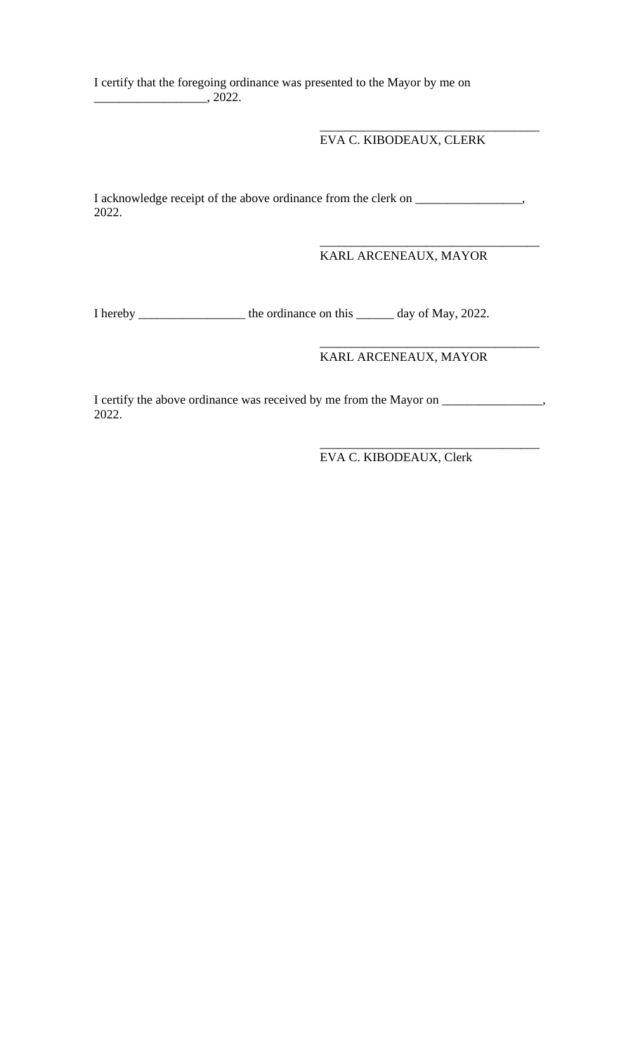I certify that the foregoing ordinance was presented to the Mayor by me on __________________, 2022.

___________________________________
EVA C. KIBODEAUX, CLERK

I acknowledge receipt of the above ordinance from the clerk on _________________, 2022.

___________________________________
KARL ARCENEAUX, MAYOR

I hereby _________________ the ordinance on this ______ day of May, 2022.

___________________________________
KARL ARCENEAUX, MAYOR

I certify the above ordinance was received by me from the Mayor on ________________, 2022.

___________________________________
EVA C. KIBODEAUX, Clerk